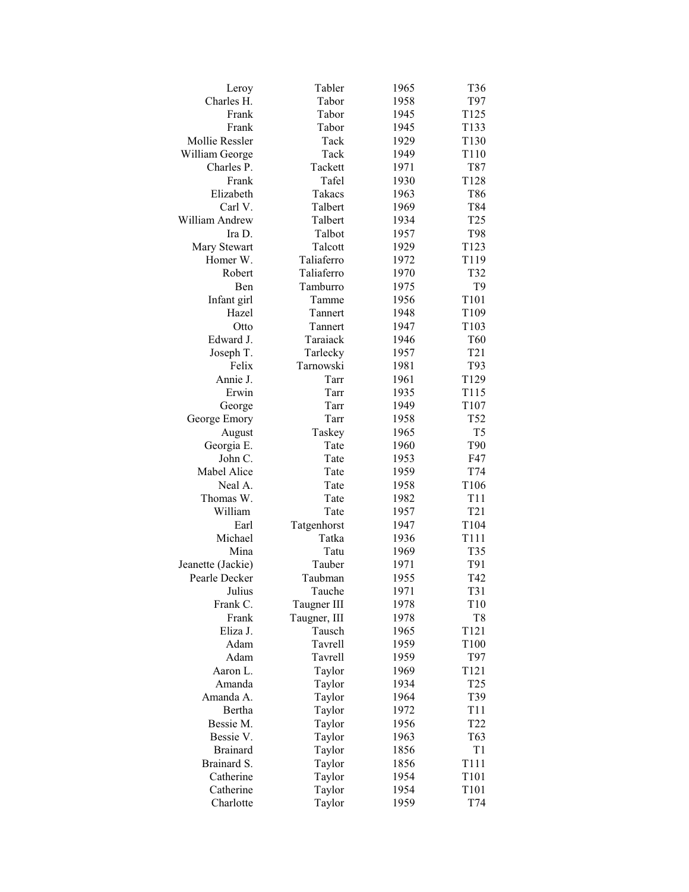| | | | |
|---|---|---|---|
| Leroy | Tabler | 1965 | T36 |
| Charles H. | Tabor | 1958 | T97 |
| Frank | Tabor | 1945 | T125 |
| Frank | Tabor | 1945 | T133 |
| Mollie Ressler | Tack | 1929 | T130 |
| William George | Tack | 1949 | T110 |
| Charles P. | Tackett | 1971 | T87 |
| Frank | Tafel | 1930 | T128 |
| Elizabeth | Takacs | 1963 | T86 |
| Carl V. | Talbert | 1969 | T84 |
| William Andrew | Talbert | 1934 | T25 |
| Ira D. | Talbot | 1957 | T98 |
| Mary Stewart | Talcott | 1929 | T123 |
| Homer W. | Taliaferro | 1972 | T119 |
| Robert | Taliaferro | 1970 | T32 |
| Ben | Tamburro | 1975 | T9 |
| Infant girl | Tamme | 1956 | T101 |
| Hazel | Tannert | 1948 | T109 |
| Otto | Tannert | 1947 | T103 |
| Edward J. | Taraiack | 1946 | T60 |
| Joseph T. | Tarlecky | 1957 | T21 |
| Felix | Tarnowski | 1981 | T93 |
| Annie J. | Tarr | 1961 | T129 |
| Erwin | Tarr | 1935 | T115 |
| George | Tarr | 1949 | T107 |
| George Emory | Tarr | 1958 | T52 |
| August | Taskey | 1965 | T5 |
| Georgia E. | Tate | 1960 | T90 |
| John C. | Tate | 1953 | F47 |
| Mabel Alice | Tate | 1959 | T74 |
| Neal A. | Tate | 1958 | T106 |
| Thomas W. | Tate | 1982 | T11 |
| William | Tate | 1957 | T21 |
| Earl | Tatgenhorst | 1947 | T104 |
| Michael | Tatka | 1936 | T111 |
| Mina | Tatu | 1969 | T35 |
| Jeanette (Jackie) | Tauber | 1971 | T91 |
| Pearle Decker | Taubman | 1955 | T42 |
| Julius | Tauche | 1971 | T31 |
| Frank C. | Taugner III | 1978 | T10 |
| Frank | Taugner, III | 1978 | T8 |
| Eliza J. | Tausch | 1965 | T121 |
| Adam | Tavrell | 1959 | T100 |
| Adam | Tavrell | 1959 | T97 |
| Aaron L. | Taylor | 1969 | T121 |
| Amanda | Taylor | 1934 | T25 |
| Amanda A. | Taylor | 1964 | T39 |
| Bertha | Taylor | 1972 | T11 |
| Bessie M. | Taylor | 1956 | T22 |
| Bessie V. | Taylor | 1963 | T63 |
| Brainard | Taylor | 1856 | T1 |
| Brainard S. | Taylor | 1856 | T111 |
| Catherine | Taylor | 1954 | T101 |
| Catherine | Taylor | 1954 | T101 |
| Charlotte | Taylor | 1959 | T74 |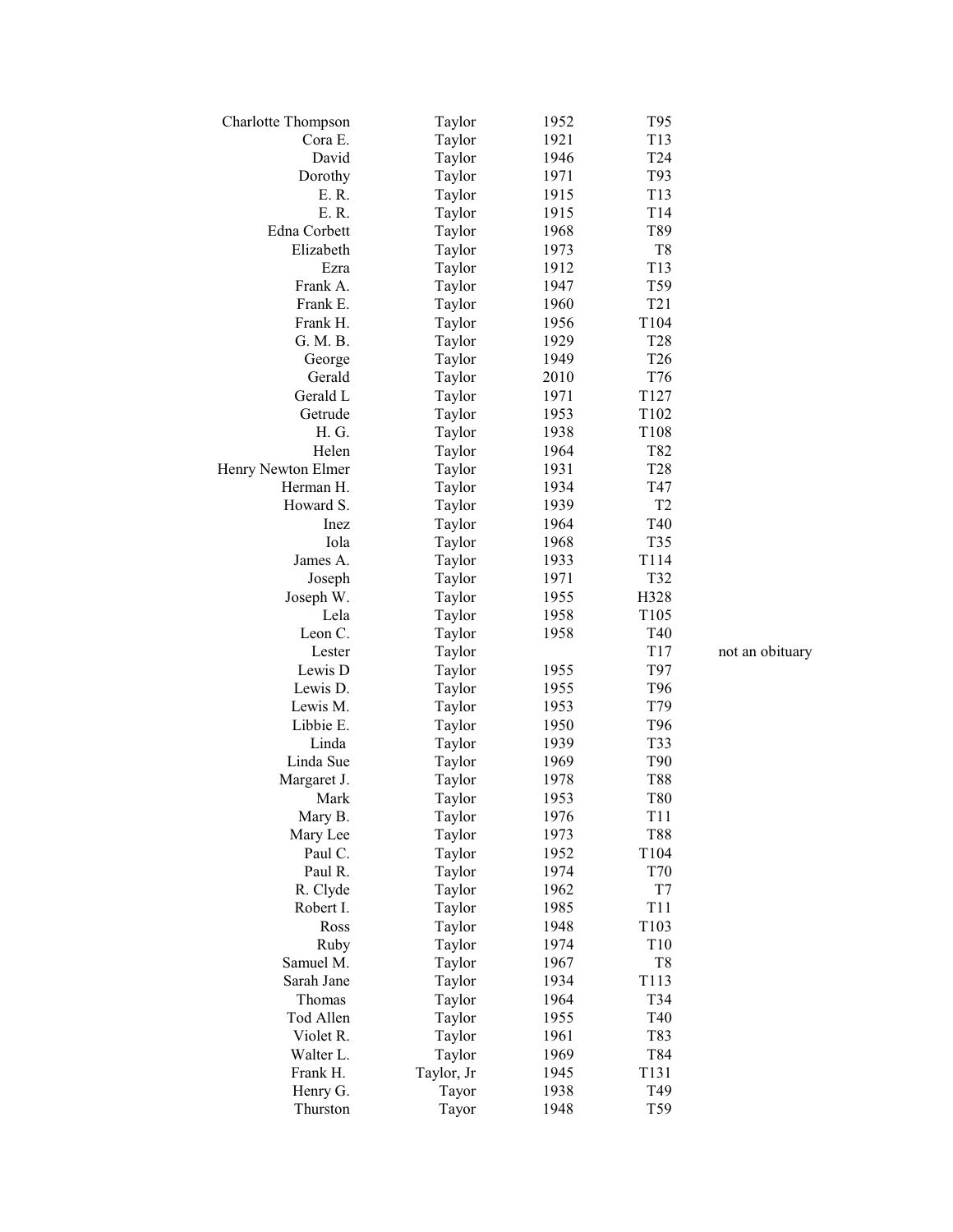| | | | | |
|---|---|---|---|---|
| Charlotte Thompson | Taylor | 1952 | T95 | |
| Cora E. | Taylor | 1921 | T13 | |
| David | Taylor | 1946 | T24 | |
| Dorothy | Taylor | 1971 | T93 | |
| E. R. | Taylor | 1915 | T13 | |
| E. R. | Taylor | 1915 | T14 | |
| Edna Corbett | Taylor | 1968 | T89 | |
| Elizabeth | Taylor | 1973 | T8 | |
| Ezra | Taylor | 1912 | T13 | |
| Frank A. | Taylor | 1947 | T59 | |
| Frank E. | Taylor | 1960 | T21 | |
| Frank H. | Taylor | 1956 | T104 | |
| G. M. B. | Taylor | 1929 | T28 | |
| George | Taylor | 1949 | T26 | |
| Gerald | Taylor | 2010 | T76 | |
| Gerald L | Taylor | 1971 | T127 | |
| Getrude | Taylor | 1953 | T102 | |
| H. G. | Taylor | 1938 | T108 | |
| Helen | Taylor | 1964 | T82 | |
| Henry Newton Elmer | Taylor | 1931 | T28 | |
| Herman H. | Taylor | 1934 | T47 | |
| Howard S. | Taylor | 1939 | T2 | |
| Inez | Taylor | 1964 | T40 | |
| Iola | Taylor | 1968 | T35 | |
| James A. | Taylor | 1933 | T114 | |
| Joseph | Taylor | 1971 | T32 | |
| Joseph W. | Taylor | 1955 | H328 | |
| Lela | Taylor | 1958 | T105 | |
| Leon C. | Taylor | 1958 | T40 | |
| Lester | Taylor | | T17 | not an obituary |
| Lewis D | Taylor | 1955 | T97 | |
| Lewis D. | Taylor | 1955 | T96 | |
| Lewis M. | Taylor | 1953 | T79 | |
| Libbie E. | Taylor | 1950 | T96 | |
| Linda | Taylor | 1939 | T33 | |
| Linda Sue | Taylor | 1969 | T90 | |
| Margaret J. | Taylor | 1978 | T88 | |
| Mark | Taylor | 1953 | T80 | |
| Mary B. | Taylor | 1976 | T11 | |
| Mary Lee | Taylor | 1973 | T88 | |
| Paul C. | Taylor | 1952 | T104 | |
| Paul R. | Taylor | 1974 | T70 | |
| R. Clyde | Taylor | 1962 | T7 | |
| Robert I. | Taylor | 1985 | T11 | |
| Ross | Taylor | 1948 | T103 | |
| Ruby | Taylor | 1974 | T10 | |
| Samuel M. | Taylor | 1967 | T8 | |
| Sarah Jane | Taylor | 1934 | T113 | |
| Thomas | Taylor | 1964 | T34 | |
| Tod Allen | Taylor | 1955 | T40 | |
| Violet R. | Taylor | 1961 | T83 | |
| Walter L. | Taylor | 1969 | T84 | |
| Frank H. | Taylor, Jr | 1945 | T131 | |
| Henry G. | Tayor | 1938 | T49 | |
| Thurston | Tayor | 1948 | T59 | |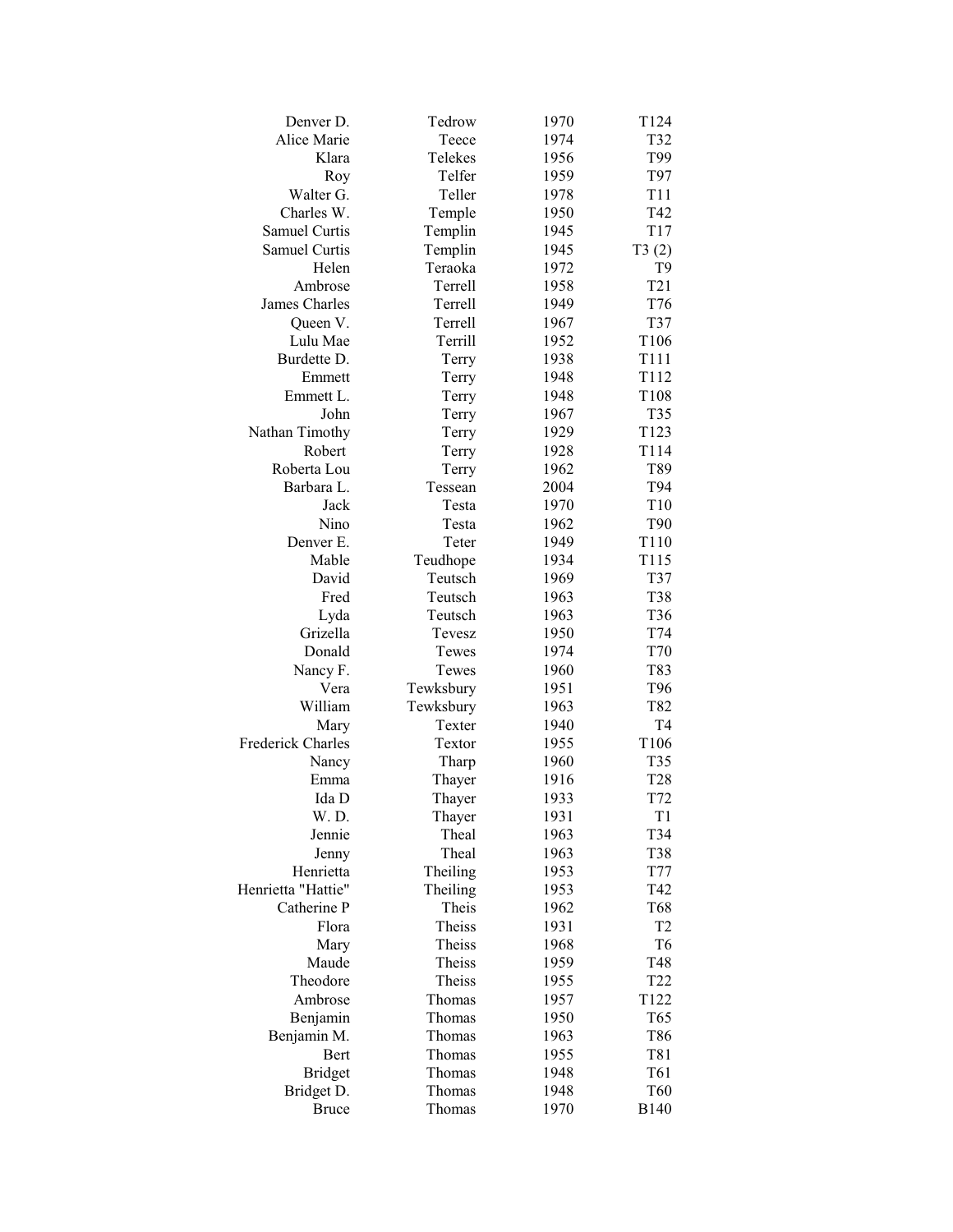| | | | |
|---|---|---|---|
| Denver D. | Tedrow | 1970 | T124 |
| Alice Marie | Teece | 1974 | T32 |
| Klara | Telekes | 1956 | T99 |
| Roy | Telfer | 1959 | T97 |
| Walter G. | Teller | 1978 | T11 |
| Charles W. | Temple | 1950 | T42 |
| Samuel Curtis | Templin | 1945 | T17 |
| Samuel Curtis | Templin | 1945 | T3 (2) |
| Helen | Teraoka | 1972 | T9 |
| Ambrose | Terrell | 1958 | T21 |
| James Charles | Terrell | 1949 | T76 |
| Queen V. | Terrell | 1967 | T37 |
| Lulu Mae | Terrill | 1952 | T106 |
| Burdette D. | Terry | 1938 | T111 |
| Emmett | Terry | 1948 | T112 |
| Emmett L. | Terry | 1948 | T108 |
| John | Terry | 1967 | T35 |
| Nathan Timothy | Terry | 1929 | T123 |
| Robert | Terry | 1928 | T114 |
| Roberta Lou | Terry | 1962 | T89 |
| Barbara L. | Tessean | 2004 | T94 |
| Jack | Testa | 1970 | T10 |
| Nino | Testa | 1962 | T90 |
| Denver E. | Teter | 1949 | T110 |
| Mable | Teudhope | 1934 | T115 |
| David | Teutsch | 1969 | T37 |
| Fred | Teutsch | 1963 | T38 |
| Lyda | Teutsch | 1963 | T36 |
| Grizella | Tevesz | 1950 | T74 |
| Donald | Tewes | 1974 | T70 |
| Nancy F. | Tewes | 1960 | T83 |
| Vera | Tewksbury | 1951 | T96 |
| William | Tewksbury | 1963 | T82 |
| Mary | Texter | 1940 | T4 |
| Frederick Charles | Textor | 1955 | T106 |
| Nancy | Tharp | 1960 | T35 |
| Emma | Thayer | 1916 | T28 |
| Ida D | Thayer | 1933 | T72 |
| W. D. | Thayer | 1931 | T1 |
| Jennie | Theal | 1963 | T34 |
| Jenny | Theal | 1963 | T38 |
| Henrietta | Theiling | 1953 | T77 |
| Henrietta "Hattie" | Theiling | 1953 | T42 |
| Catherine P | Theis | 1962 | T68 |
| Flora | Theiss | 1931 | T2 |
| Mary | Theiss | 1968 | T6 |
| Maude | Theiss | 1959 | T48 |
| Theodore | Theiss | 1955 | T22 |
| Ambrose | Thomas | 1957 | T122 |
| Benjamin | Thomas | 1950 | T65 |
| Benjamin M. | Thomas | 1963 | T86 |
| Bert | Thomas | 1955 | T81 |
| Bridget | Thomas | 1948 | T61 |
| Bridget D. | Thomas | 1948 | T60 |
| Bruce | Thomas | 1970 | B140 |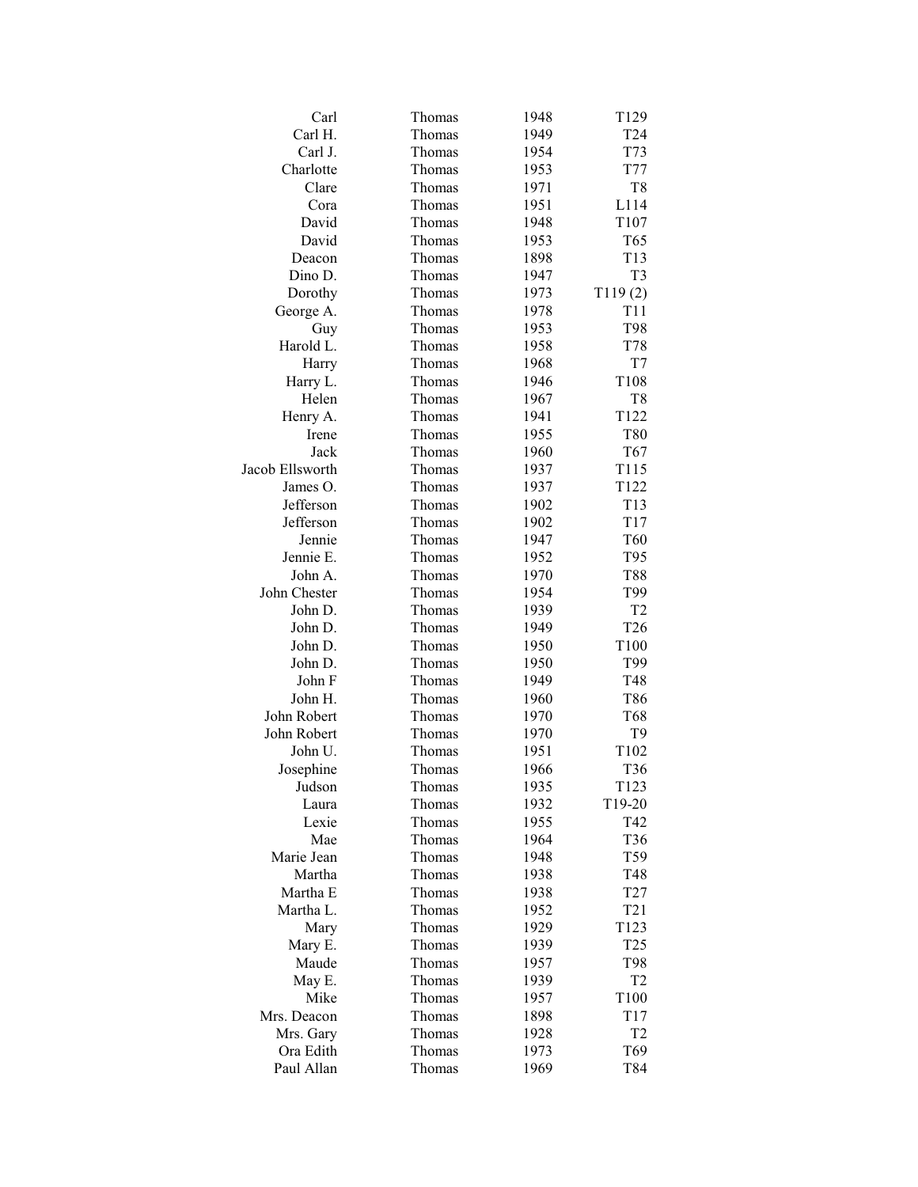| | | | |
|---|---|---|---|
| Carl | Thomas | 1948 | T129 |
| Carl H. | Thomas | 1949 | T24 |
| Carl J. | Thomas | 1954 | T73 |
| Charlotte | Thomas | 1953 | T77 |
| Clare | Thomas | 1971 | T8 |
| Cora | Thomas | 1951 | L114 |
| David | Thomas | 1948 | T107 |
| David | Thomas | 1953 | T65 |
| Deacon | Thomas | 1898 | T13 |
| Dino D. | Thomas | 1947 | T3 |
| Dorothy | Thomas | 1973 | T119 (2) |
| George A. | Thomas | 1978 | T11 |
| Guy | Thomas | 1953 | T98 |
| Harold L. | Thomas | 1958 | T78 |
| Harry | Thomas | 1968 | T7 |
| Harry L. | Thomas | 1946 | T108 |
| Helen | Thomas | 1967 | T8 |
| Henry A. | Thomas | 1941 | T122 |
| Irene | Thomas | 1955 | T80 |
| Jack | Thomas | 1960 | T67 |
| Jacob Ellsworth | Thomas | 1937 | T115 |
| James O. | Thomas | 1937 | T122 |
| Jefferson | Thomas | 1902 | T13 |
| Jefferson | Thomas | 1902 | T17 |
| Jennie | Thomas | 1947 | T60 |
| Jennie E. | Thomas | 1952 | T95 |
| John A. | Thomas | 1970 | T88 |
| John Chester | Thomas | 1954 | T99 |
| John D. | Thomas | 1939 | T2 |
| John D. | Thomas | 1949 | T26 |
| John D. | Thomas | 1950 | T100 |
| John D. | Thomas | 1950 | T99 |
| John F | Thomas | 1949 | T48 |
| John H. | Thomas | 1960 | T86 |
| John Robert | Thomas | 1970 | T68 |
| John Robert | Thomas | 1970 | T9 |
| John U. | Thomas | 1951 | T102 |
| Josephine | Thomas | 1966 | T36 |
| Judson | Thomas | 1935 | T123 |
| Laura | Thomas | 1932 | T19-20 |
| Lexie | Thomas | 1955 | T42 |
| Mae | Thomas | 1964 | T36 |
| Marie Jean | Thomas | 1948 | T59 |
| Martha | Thomas | 1938 | T48 |
| Martha E | Thomas | 1938 | T27 |
| Martha L. | Thomas | 1952 | T21 |
| Mary | Thomas | 1929 | T123 |
| Mary E. | Thomas | 1939 | T25 |
| Maude | Thomas | 1957 | T98 |
| May E. | Thomas | 1939 | T2 |
| Mike | Thomas | 1957 | T100 |
| Mrs. Deacon | Thomas | 1898 | T17 |
| Mrs. Gary | Thomas | 1928 | T2 |
| Ora Edith | Thomas | 1973 | T69 |
| Paul Allan | Thomas | 1969 | T84 |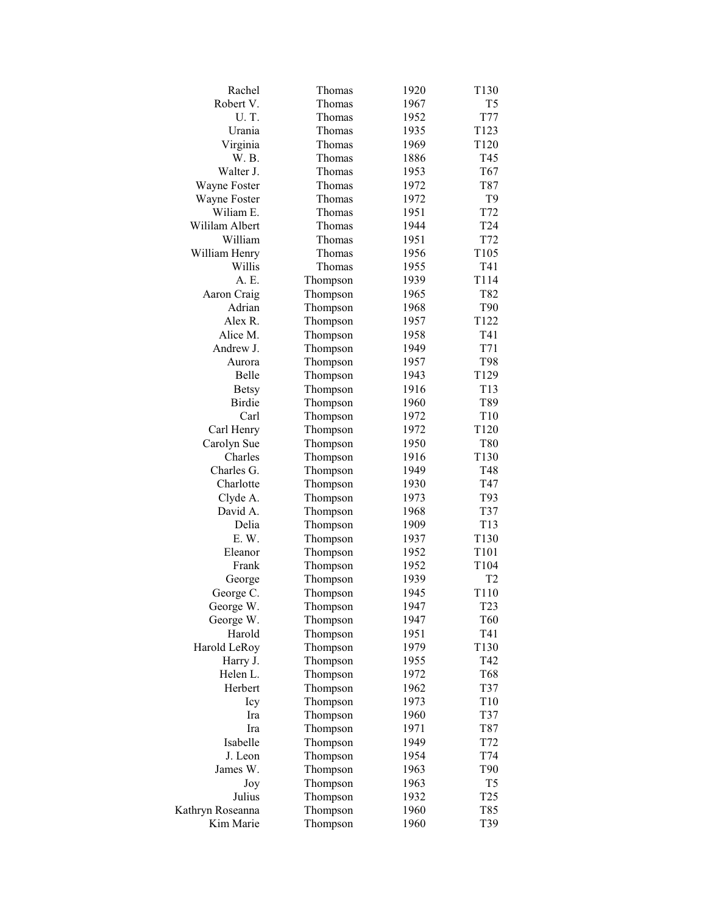| | | | |
|---|---|---|---|
| Rachel | Thomas | 1920 | T130 |
| Robert V. | Thomas | 1967 | T5 |
| U. T. | Thomas | 1952 | T77 |
| Urania | Thomas | 1935 | T123 |
| Virginia | Thomas | 1969 | T120 |
| W. B. | Thomas | 1886 | T45 |
| Walter J. | Thomas | 1953 | T67 |
| Wayne Foster | Thomas | 1972 | T87 |
| Wayne Foster | Thomas | 1972 | T9 |
| Wiliam E. | Thomas | 1951 | T72 |
| Wililam Albert | Thomas | 1944 | T24 |
| William | Thomas | 1951 | T72 |
| William Henry | Thomas | 1956 | T105 |
| Willis | Thomas | 1955 | T41 |
| A. E. | Thompson | 1939 | T114 |
| Aaron Craig | Thompson | 1965 | T82 |
| Adrian | Thompson | 1968 | T90 |
| Alex R. | Thompson | 1957 | T122 |
| Alice M. | Thompson | 1958 | T41 |
| Andrew J. | Thompson | 1949 | T71 |
| Aurora | Thompson | 1957 | T98 |
| Belle | Thompson | 1943 | T129 |
| Betsy | Thompson | 1916 | T13 |
| Birdie | Thompson | 1960 | T89 |
| Carl | Thompson | 1972 | T10 |
| Carl Henry | Thompson | 1972 | T120 |
| Carolyn Sue | Thompson | 1950 | T80 |
| Charles | Thompson | 1916 | T130 |
| Charles G. | Thompson | 1949 | T48 |
| Charlotte | Thompson | 1930 | T47 |
| Clyde A. | Thompson | 1973 | T93 |
| David A. | Thompson | 1968 | T37 |
| Delia | Thompson | 1909 | T13 |
| E. W. | Thompson | 1937 | T130 |
| Eleanor | Thompson | 1952 | T101 |
| Frank | Thompson | 1952 | T104 |
| George | Thompson | 1939 | T2 |
| George C. | Thompson | 1945 | T110 |
| George W. | Thompson | 1947 | T23 |
| George W. | Thompson | 1947 | T60 |
| Harold | Thompson | 1951 | T41 |
| Harold LeRoy | Thompson | 1979 | T130 |
| Harry J. | Thompson | 1955 | T42 |
| Helen L. | Thompson | 1972 | T68 |
| Herbert | Thompson | 1962 | T37 |
| Icy | Thompson | 1973 | T10 |
| Ira | Thompson | 1960 | T37 |
| Ira | Thompson | 1971 | T87 |
| Isabelle | Thompson | 1949 | T72 |
| J. Leon | Thompson | 1954 | T74 |
| James W. | Thompson | 1963 | T90 |
| Joy | Thompson | 1963 | T5 |
| Julius | Thompson | 1932 | T25 |
| Kathryn Roseanna | Thompson | 1960 | T85 |
| Kim Marie | Thompson | 1960 | T39 |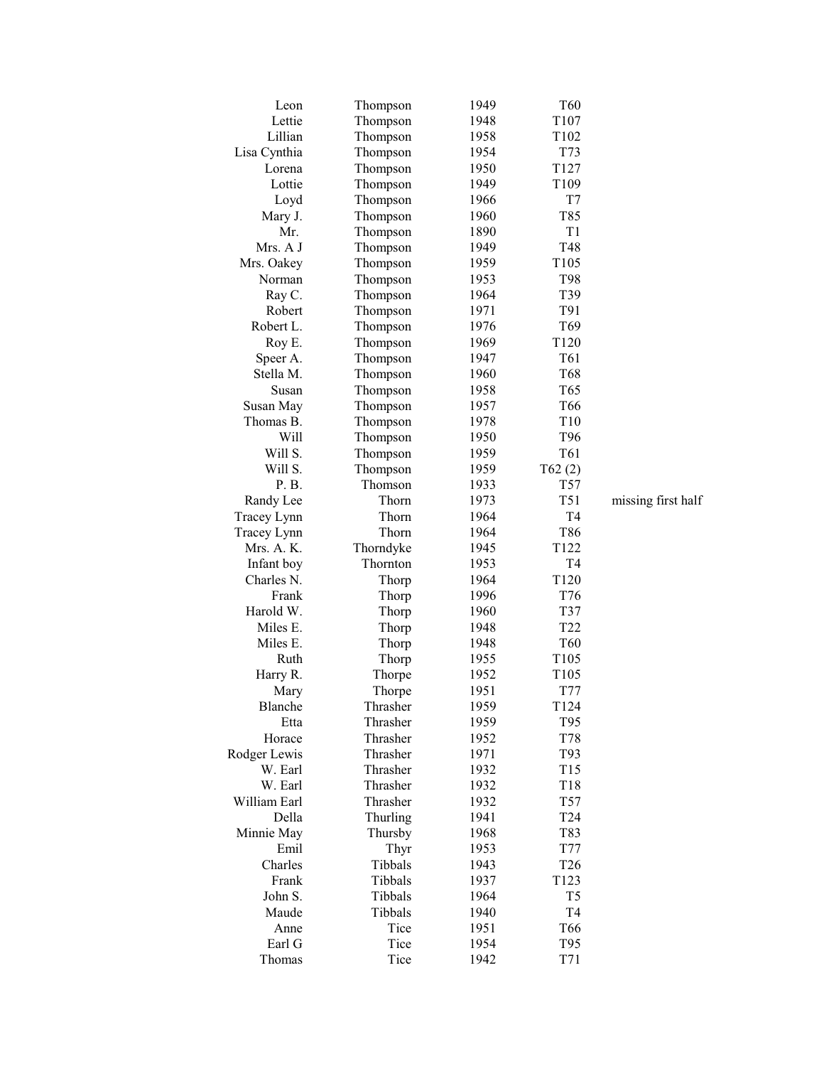| | | | | |
|---|---|---|---|---|
| Leon | Thompson | 1949 | T60 | |
| Lettie | Thompson | 1948 | T107 | |
| Lillian | Thompson | 1958 | T102 | |
| Lisa Cynthia | Thompson | 1954 | T73 | |
| Lorena | Thompson | 1950 | T127 | |
| Lottie | Thompson | 1949 | T109 | |
| Loyd | Thompson | 1966 | T7 | |
| Mary J. | Thompson | 1960 | T85 | |
| Mr. | Thompson | 1890 | T1 | |
| Mrs. A J | Thompson | 1949 | T48 | |
| Mrs. Oakey | Thompson | 1959 | T105 | |
| Norman | Thompson | 1953 | T98 | |
| Ray C. | Thompson | 1964 | T39 | |
| Robert | Thompson | 1971 | T91 | |
| Robert L. | Thompson | 1976 | T69 | |
| Roy E. | Thompson | 1969 | T120 | |
| Speer A. | Thompson | 1947 | T61 | |
| Stella M. | Thompson | 1960 | T68 | |
| Susan | Thompson | 1958 | T65 | |
| Susan May | Thompson | 1957 | T66 | |
| Thomas B. | Thompson | 1978 | T10 | |
| Will | Thompson | 1950 | T96 | |
| Will S. | Thompson | 1959 | T61 | |
| Will S. | Thompson | 1959 | T62 (2) | |
| P. B. | Thomson | 1933 | T57 | |
| Randy Lee | Thorn | 1973 | T51 | missing first half |
| Tracey Lynn | Thorn | 1964 | T4 | |
| Tracey Lynn | Thorn | 1964 | T86 | |
| Mrs. A. K. | Thorndyke | 1945 | T122 | |
| Infant boy | Thornton | 1953 | T4 | |
| Charles N. | Thorp | 1964 | T120 | |
| Frank | Thorp | 1996 | T76 | |
| Harold W. | Thorp | 1960 | T37 | |
| Miles E. | Thorp | 1948 | T22 | |
| Miles E. | Thorp | 1948 | T60 | |
| Ruth | Thorp | 1955 | T105 | |
| Harry R. | Thorpe | 1952 | T105 | |
| Mary | Thorpe | 1951 | T77 | |
| Blanche | Thrasher | 1959 | T124 | |
| Etta | Thrasher | 1959 | T95 | |
| Horace | Thrasher | 1952 | T78 | |
| Rodger Lewis | Thrasher | 1971 | T93 | |
| W. Earl | Thrasher | 1932 | T15 | |
| W. Earl | Thrasher | 1932 | T18 | |
| William Earl | Thrasher | 1932 | T57 | |
| Della | Thurling | 1941 | T24 | |
| Minnie May | Thursby | 1968 | T83 | |
| Emil | Thyr | 1953 | T77 | |
| Charles | Tibbals | 1943 | T26 | |
| Frank | Tibbals | 1937 | T123 | |
| John S. | Tibbals | 1964 | T5 | |
| Maude | Tibbals | 1940 | T4 | |
| Anne | Tice | 1951 | T66 | |
| Earl G | Tice | 1954 | T95 | |
| Thomas | Tice | 1942 | T71 | |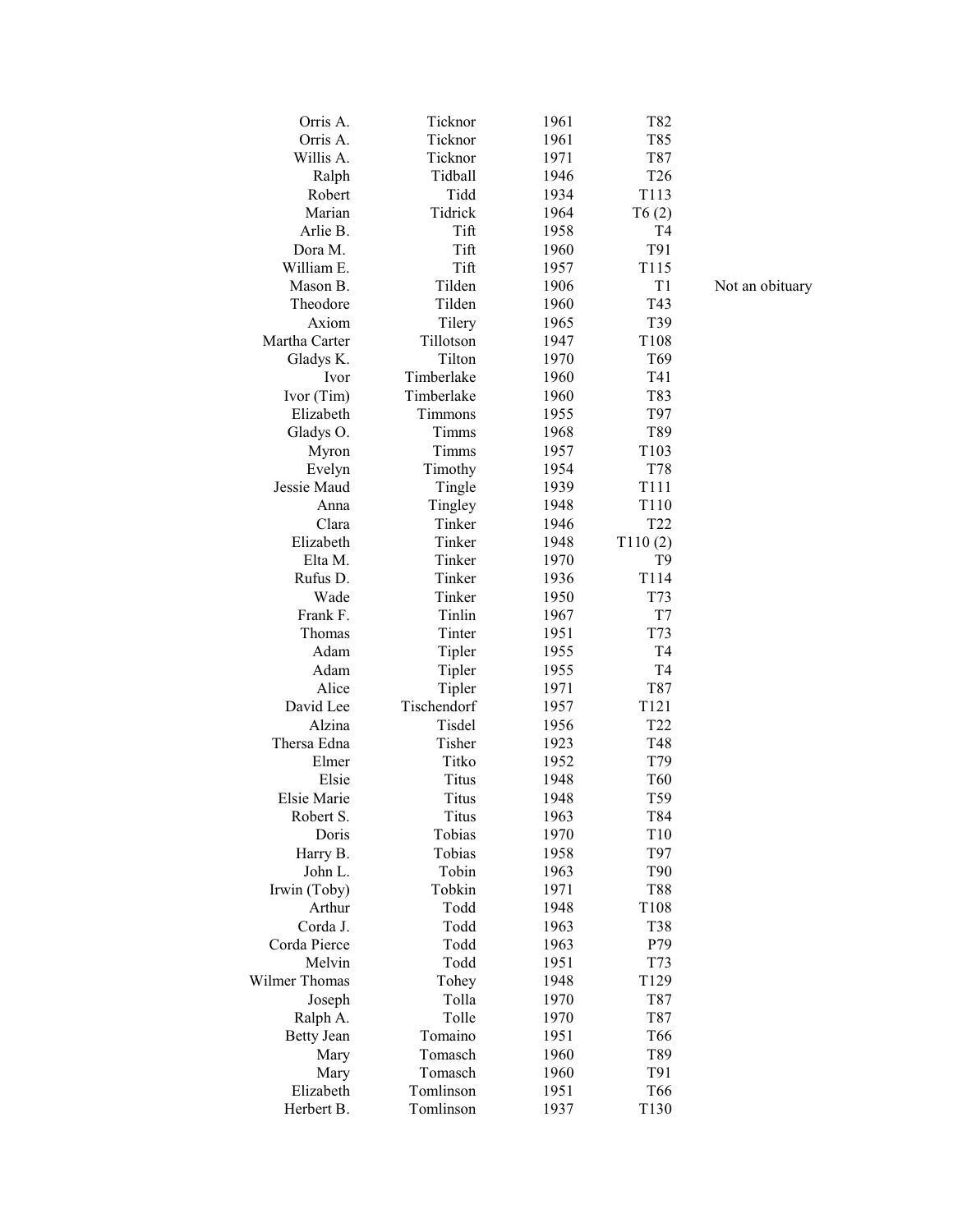| | | | | |
|---|---|---|---|---|
| Orris A. | Ticknor | 1961 | T82 | |
| Orris A. | Ticknor | 1961 | T85 | |
| Willis A. | Ticknor | 1971 | T87 | |
| Ralph | Tidball | 1946 | T26 | |
| Robert | Tidd | 1934 | T113 | |
| Marian | Tidrick | 1964 | T6 (2) | |
| Arlie B. | Tift | 1958 | T4 | |
| Dora M. | Tift | 1960 | T91 | |
| William E. | Tift | 1957 | T115 | |
| Mason B. | Tilden | 1906 | T1 | Not an obituary |
| Theodore | Tilden | 1960 | T43 | |
| Axiom | Tilery | 1965 | T39 | |
| Martha Carter | Tillotson | 1947 | T108 | |
| Gladys K. | Tilton | 1970 | T69 | |
| Ivor | Timberlake | 1960 | T41 | |
| Ivor (Tim) | Timberlake | 1960 | T83 | |
| Elizabeth | Timmons | 1955 | T97 | |
| Gladys O. | Timms | 1968 | T89 | |
| Myron | Timms | 1957 | T103 | |
| Evelyn | Timothy | 1954 | T78 | |
| Jessie Maud | Tingle | 1939 | T111 | |
| Anna | Tingley | 1948 | T110 | |
| Clara | Tinker | 1946 | T22 | |
| Elizabeth | Tinker | 1948 | T110 (2) | |
| Elta M. | Tinker | 1970 | T9 | |
| Rufus D. | Tinker | 1936 | T114 | |
| Wade | Tinker | 1950 | T73 | |
| Frank F. | Tinlin | 1967 | T7 | |
| Thomas | Tinter | 1951 | T73 | |
| Adam | Tipler | 1955 | T4 | |
| Adam | Tipler | 1955 | T4 | |
| Alice | Tipler | 1971 | T87 | |
| David Lee | Tischendorf | 1957 | T121 | |
| Alzina | Tisdel | 1956 | T22 | |
| Thersa Edna | Tisher | 1923 | T48 | |
| Elmer | Titko | 1952 | T79 | |
| Elsie | Titus | 1948 | T60 | |
| Elsie Marie | Titus | 1948 | T59 | |
| Robert S. | Titus | 1963 | T84 | |
| Doris | Tobias | 1970 | T10 | |
| Harry B. | Tobias | 1958 | T97 | |
| John L. | Tobin | 1963 | T90 | |
| Irwin (Toby) | Tobkin | 1971 | T88 | |
| Arthur | Todd | 1948 | T108 | |
| Corda J. | Todd | 1963 | T38 | |
| Corda Pierce | Todd | 1963 | P79 | |
| Melvin | Todd | 1951 | T73 | |
| Wilmer Thomas | Tohey | 1948 | T129 | |
| Joseph | Tolla | 1970 | T87 | |
| Ralph A. | Tolle | 1970 | T87 | |
| Betty Jean | Tomaino | 1951 | T66 | |
| Mary | Tomasch | 1960 | T89 | |
| Mary | Tomasch | 1960 | T91 | |
| Elizabeth | Tomlinson | 1951 | T66 | |
| Herbert B. | Tomlinson | 1937 | T130 | |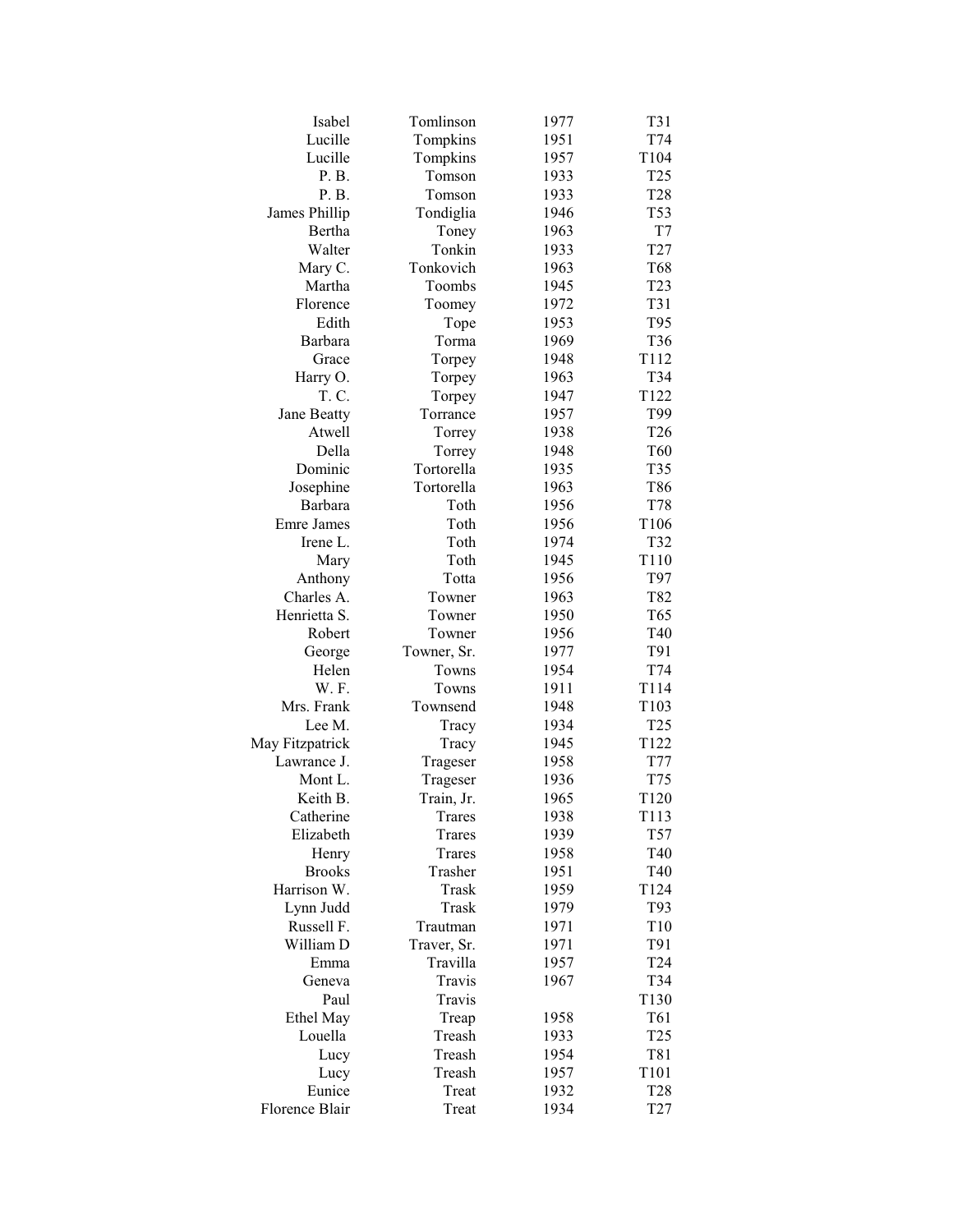| | | | |
|---|---|---|---|
| Isabel | Tomlinson | 1977 | T31 |
| Lucille | Tompkins | 1951 | T74 |
| Lucille | Tompkins | 1957 | T104 |
| P. B. | Tomson | 1933 | T25 |
| P. B. | Tomson | 1933 | T28 |
| James Phillip | Tondiglia | 1946 | T53 |
| Bertha | Toney | 1963 | T7 |
| Walter | Tonkin | 1933 | T27 |
| Mary C. | Tonkovich | 1963 | T68 |
| Martha | Toombs | 1945 | T23 |
| Florence | Toomey | 1972 | T31 |
| Edith | Tope | 1953 | T95 |
| Barbara | Torma | 1969 | T36 |
| Grace | Torpey | 1948 | T112 |
| Harry O. | Torpey | 1963 | T34 |
| T. C. | Torpey | 1947 | T122 |
| Jane Beatty | Torrance | 1957 | T99 |
| Atwell | Torrey | 1938 | T26 |
| Della | Torrey | 1948 | T60 |
| Dominic | Tortorella | 1935 | T35 |
| Josephine | Tortorella | 1963 | T86 |
| Barbara | Toth | 1956 | T78 |
| Emre James | Toth | 1956 | T106 |
| Irene L. | Toth | 1974 | T32 |
| Mary | Toth | 1945 | T110 |
| Anthony | Totta | 1956 | T97 |
| Charles A. | Towner | 1963 | T82 |
| Henrietta S. | Towner | 1950 | T65 |
| Robert | Towner | 1956 | T40 |
| George | Towner, Sr. | 1977 | T91 |
| Helen | Towns | 1954 | T74 |
| W. F. | Towns | 1911 | T114 |
| Mrs. Frank | Townsend | 1948 | T103 |
| Lee M. | Tracy | 1934 | T25 |
| May Fitzpatrick | Tracy | 1945 | T122 |
| Lawrance J. | Trageser | 1958 | T77 |
| Mont L. | Trageser | 1936 | T75 |
| Keith B. | Train, Jr. | 1965 | T120 |
| Catherine | Trares | 1938 | T113 |
| Elizabeth | Trares | 1939 | T57 |
| Henry | Trares | 1958 | T40 |
| Brooks | Trasher | 1951 | T40 |
| Harrison W. | Trask | 1959 | T124 |
| Lynn Judd | Trask | 1979 | T93 |
| Russell F. | Trautman | 1971 | T10 |
| William D | Traver, Sr. | 1971 | T91 |
| Emma | Travilla | 1957 | T24 |
| Geneva | Travis | 1967 | T34 |
| Paul | Travis | | T130 |
| Ethel May | Treap | 1958 | T61 |
| Louella | Treash | 1933 | T25 |
| Lucy | Treash | 1954 | T81 |
| Lucy | Treash | 1957 | T101 |
| Eunice | Treat | 1932 | T28 |
| Florence Blair | Treat | 1934 | T27 |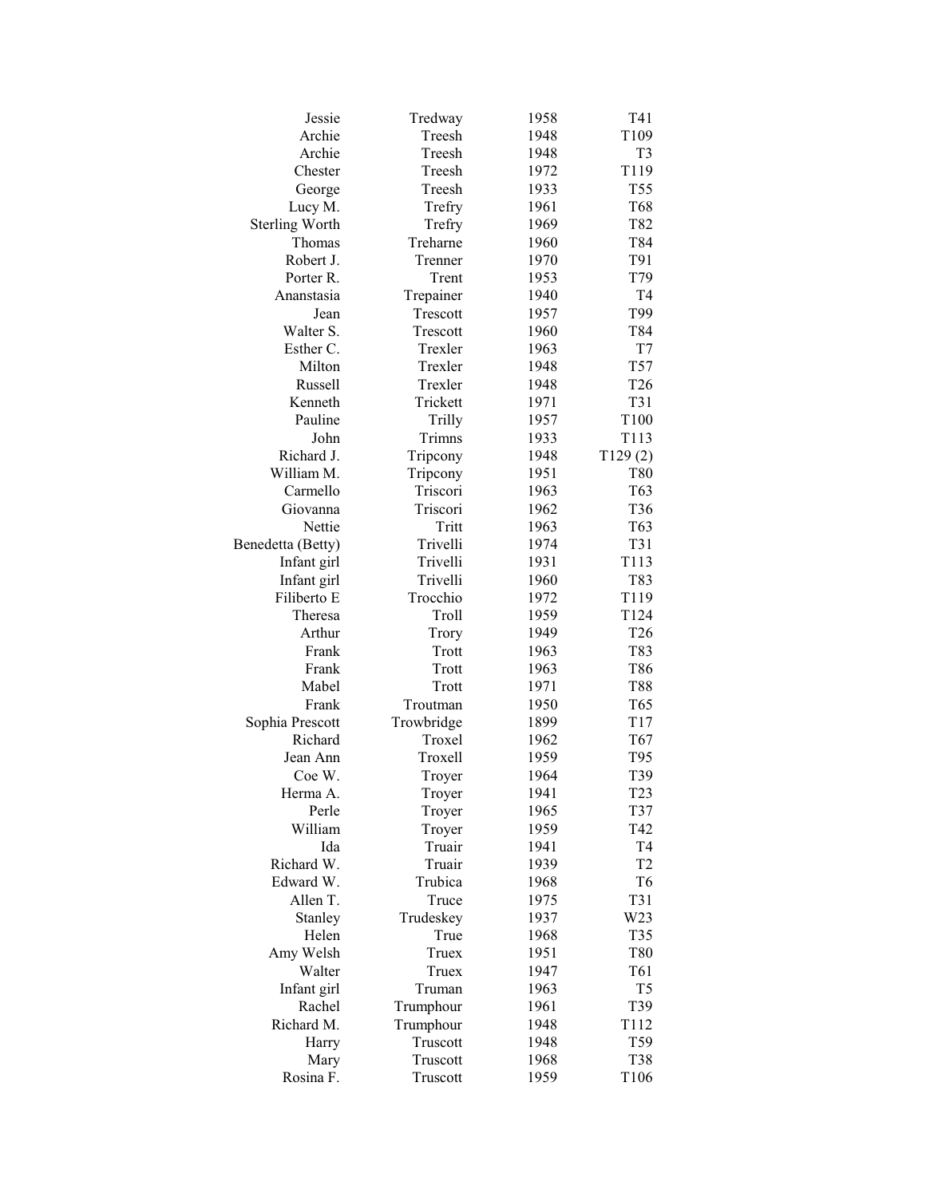| | | | |
|---|---|---|---|
| Jessie | Tredway | 1958 | T41 |
| Archie | Treesh | 1948 | T109 |
| Archie | Treesh | 1948 | T3 |
| Chester | Treesh | 1972 | T119 |
| George | Treesh | 1933 | T55 |
| Lucy M. | Trefry | 1961 | T68 |
| Sterling Worth | Trefry | 1969 | T82 |
| Thomas | Treharne | 1960 | T84 |
| Robert J. | Trenner | 1970 | T91 |
| Porter R. | Trent | 1953 | T79 |
| Ananstasia | Trepainer | 1940 | T4 |
| Jean | Trescott | 1957 | T99 |
| Walter S. | Trescott | 1960 | T84 |
| Esther C. | Trexler | 1963 | T7 |
| Milton | Trexler | 1948 | T57 |
| Russell | Trexler | 1948 | T26 |
| Kenneth | Trickett | 1971 | T31 |
| Pauline | Trilly | 1957 | T100 |
| John | Trimns | 1933 | T113 |
| Richard J. | Tripcony | 1948 | T129 (2) |
| William M. | Tripcony | 1951 | T80 |
| Carmello | Triscori | 1963 | T63 |
| Giovanna | Triscori | 1962 | T36 |
| Nettie | Tritt | 1963 | T63 |
| Benedetta (Betty) | Trivelli | 1974 | T31 |
| Infant girl | Trivelli | 1931 | T113 |
| Infant girl | Trivelli | 1960 | T83 |
| Filiberto E | Trocchio | 1972 | T119 |
| Theresa | Troll | 1959 | T124 |
| Arthur | Trory | 1949 | T26 |
| Frank | Trott | 1963 | T83 |
| Frank | Trott | 1963 | T86 |
| Mabel | Trott | 1971 | T88 |
| Frank | Troutman | 1950 | T65 |
| Sophia Prescott | Trowbridge | 1899 | T17 |
| Richard | Troxel | 1962 | T67 |
| Jean Ann | Troxell | 1959 | T95 |
| Coe W. | Troyer | 1964 | T39 |
| Herma A. | Troyer | 1941 | T23 |
| Perle | Troyer | 1965 | T37 |
| William | Troyer | 1959 | T42 |
| Ida | Truair | 1941 | T4 |
| Richard W. | Truair | 1939 | T2 |
| Edward W. | Trubica | 1968 | T6 |
| Allen T. | Truce | 1975 | T31 |
| Stanley | Trudeskey | 1937 | W23 |
| Helen | True | 1968 | T35 |
| Amy Welsh | Truex | 1951 | T80 |
| Walter | Truex | 1947 | T61 |
| Infant girl | Truman | 1963 | T5 |
| Rachel | Trumphour | 1961 | T39 |
| Richard M. | Trumphour | 1948 | T112 |
| Harry | Truscott | 1948 | T59 |
| Mary | Truscott | 1968 | T38 |
| Rosina F. | Truscott | 1959 | T106 |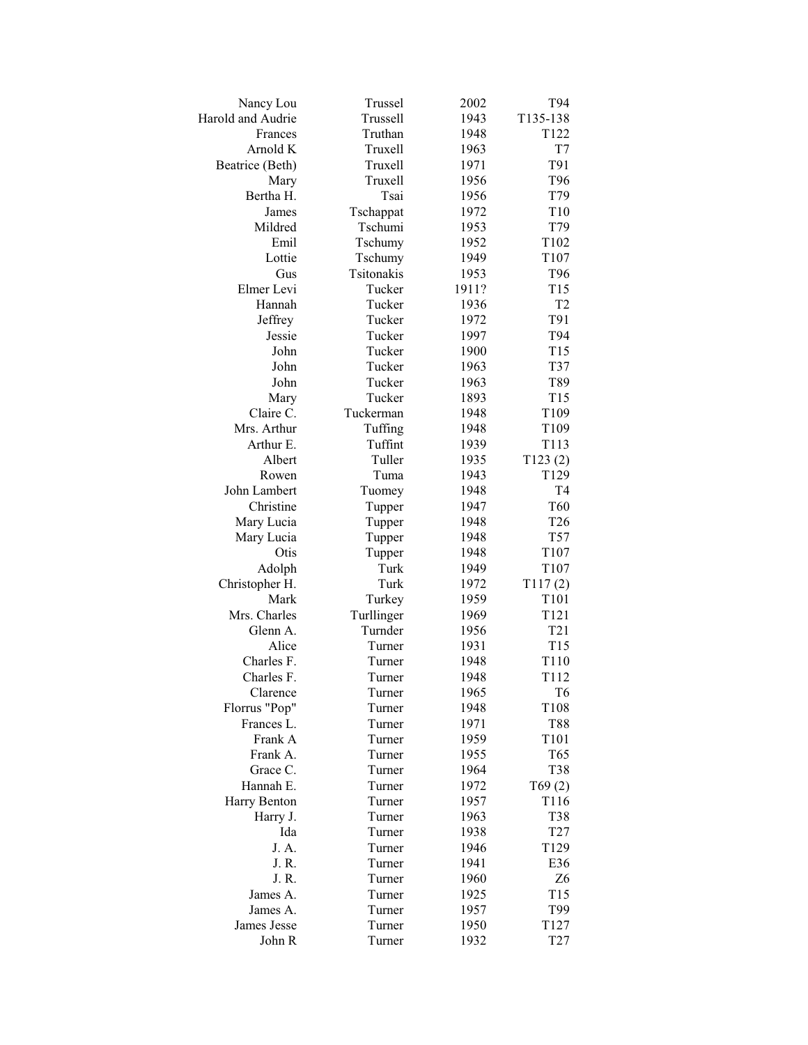| | | | |
|---|---|---|---|
| Nancy Lou | Trussel | 2002 | T94 |
| Harold and Audrie | Trussell | 1943 | T135-138 |
| Frances | Truthan | 1948 | T122 |
| Arnold K | Truxell | 1963 | T7 |
| Beatrice (Beth) | Truxell | 1971 | T91 |
| Mary | Truxell | 1956 | T96 |
| Bertha H. | Tsai | 1956 | T79 |
| James | Tschappat | 1972 | T10 |
| Mildred | Tschumi | 1953 | T79 |
| Emil | Tschumy | 1952 | T102 |
| Lottie | Tschumy | 1949 | T107 |
| Gus | Tsitonakis | 1953 | T96 |
| Elmer Levi | Tucker | 1911? | T15 |
| Hannah | Tucker | 1936 | T2 |
| Jeffrey | Tucker | 1972 | T91 |
| Jessie | Tucker | 1997 | T94 |
| John | Tucker | 1900 | T15 |
| John | Tucker | 1963 | T37 |
| John | Tucker | 1963 | T89 |
| Mary | Tucker | 1893 | T15 |
| Claire C. | Tuckerman | 1948 | T109 |
| Mrs. Arthur | Tuffing | 1948 | T109 |
| Arthur E. | Tuffint | 1939 | T113 |
| Albert | Tuller | 1935 | T123 (2) |
| Rowen | Tuma | 1943 | T129 |
| John Lambert | Tuomey | 1948 | T4 |
| Christine | Tupper | 1947 | T60 |
| Mary Lucia | Tupper | 1948 | T26 |
| Mary Lucia | Tupper | 1948 | T57 |
| Otis | Tupper | 1948 | T107 |
| Adolph | Turk | 1949 | T107 |
| Christopher H. | Turk | 1972 | T117 (2) |
| Mark | Turkey | 1959 | T101 |
| Mrs. Charles | Turllinger | 1969 | T121 |
| Glenn A. | Turnder | 1956 | T21 |
| Alice | Turner | 1931 | T15 |
| Charles F. | Turner | 1948 | T110 |
| Charles F. | Turner | 1948 | T112 |
| Clarence | Turner | 1965 | T6 |
| Florrus "Pop" | Turner | 1948 | T108 |
| Frances L. | Turner | 1971 | T88 |
| Frank A | Turner | 1959 | T101 |
| Frank A. | Turner | 1955 | T65 |
| Grace C. | Turner | 1964 | T38 |
| Hannah E. | Turner | 1972 | T69 (2) |
| Harry Benton | Turner | 1957 | T116 |
| Harry J. | Turner | 1963 | T38 |
| Ida | Turner | 1938 | T27 |
| J. A. | Turner | 1946 | T129 |
| J. R. | Turner | 1941 | E36 |
| J. R. | Turner | 1960 | Z6 |
| James A. | Turner | 1925 | T15 |
| James A. | Turner | 1957 | T99 |
| James Jesse | Turner | 1950 | T127 |
| John R | Turner | 1932 | T27 |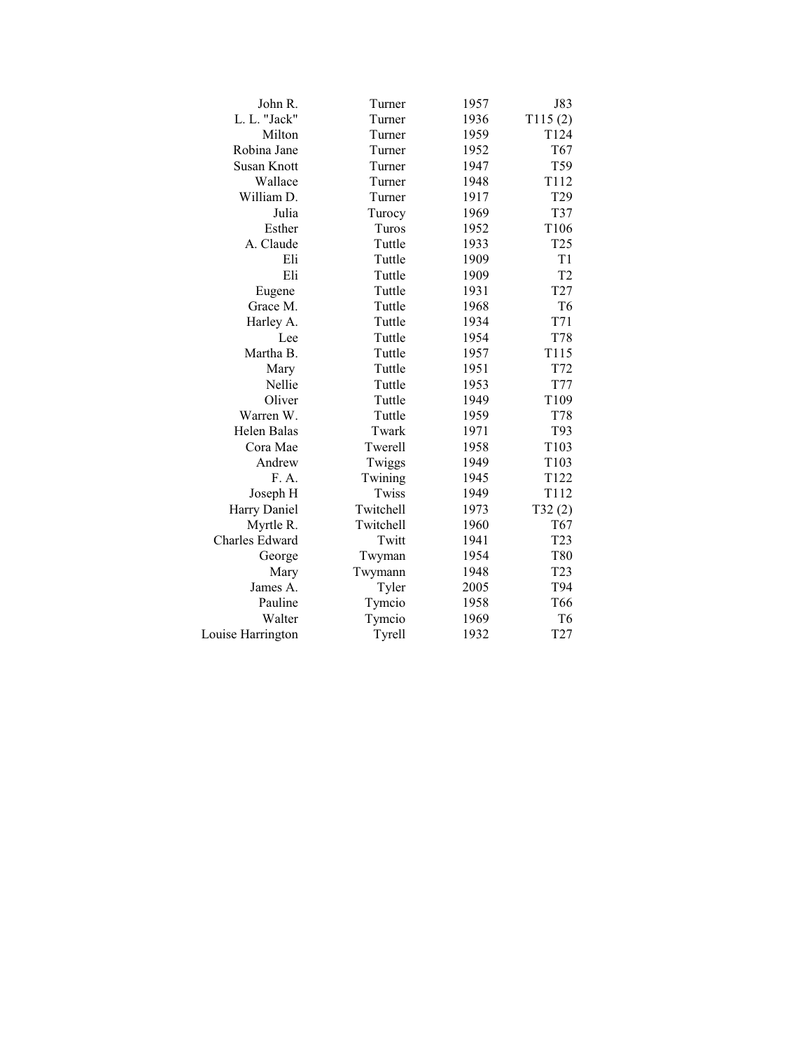| | | | |
|---|---|---|---|
| John R. | Turner | 1957 | J83 |
| L. L. "Jack" | Turner | 1936 | T115 (2) |
| Milton | Turner | 1959 | T124 |
| Robina Jane | Turner | 1952 | T67 |
| Susan Knott | Turner | 1947 | T59 |
| Wallace | Turner | 1948 | T112 |
| William D. | Turner | 1917 | T29 |
| Julia | Turocy | 1969 | T37 |
| Esther | Turos | 1952 | T106 |
| A. Claude | Tuttle | 1933 | T25 |
| Eli | Tuttle | 1909 | T1 |
| Eli | Tuttle | 1909 | T2 |
| Eugene | Tuttle | 1931 | T27 |
| Grace M. | Tuttle | 1968 | T6 |
| Harley A. | Tuttle | 1934 | T71 |
| Lee | Tuttle | 1954 | T78 |
| Martha B. | Tuttle | 1957 | T115 |
| Mary | Tuttle | 1951 | T72 |
| Nellie | Tuttle | 1953 | T77 |
| Oliver | Tuttle | 1949 | T109 |
| Warren W. | Tuttle | 1959 | T78 |
| Helen Balas | Twark | 1971 | T93 |
| Cora Mae | Twerell | 1958 | T103 |
| Andrew | Twiggs | 1949 | T103 |
| F. A. | Twining | 1945 | T122 |
| Joseph H | Twiss | 1949 | T112 |
| Harry Daniel | Twitchell | 1973 | T32 (2) |
| Myrtle R. | Twitchell | 1960 | T67 |
| Charles Edward | Twitt | 1941 | T23 |
| George | Twyman | 1954 | T80 |
| Mary | Twymann | 1948 | T23 |
| James A. | Tyler | 2005 | T94 |
| Pauline | Tymcio | 1958 | T66 |
| Walter | Tymcio | 1969 | T6 |
| Louise Harrington | Tyrell | 1932 | T27 |